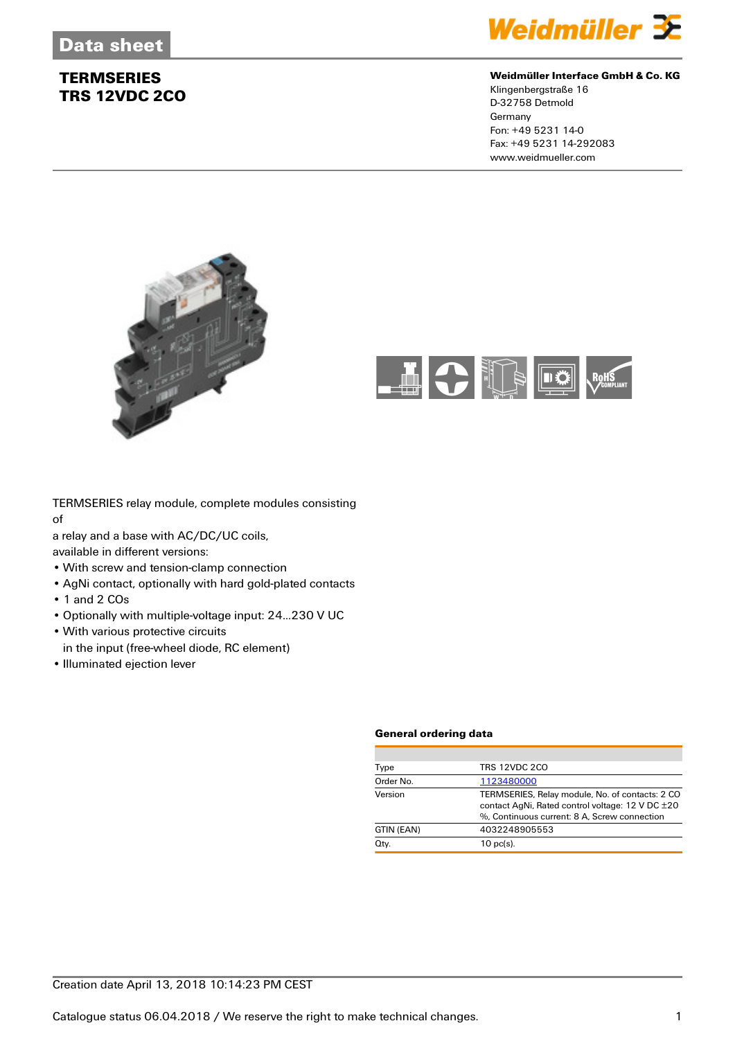# Data sheet

## TERMSERIES
## TRS 12VDC 2CO

**Weidmüller Interface GmbH & Co. KG**
Klingenbergstraße 16
D-32758 Detmold
Germany
Fon: +49 5231 14-0
Fax: +49 5231 14-292083
www.weidmueller.com

TERMSERIES relay module, complete modules consisting of
a relay and a base with AC/DC/UC coils,
available in different versions:

- With screw and tension-clamp connection
- AgNi contact, optionally with hard gold-plated contacts
- 1 and 2 COs
- Optionally with multiple-voltage input: 24...230 V UC
- With various protective circuits in the input (free-wheel diode, RC element)
- Illuminated ejection lever

### General ordering data

| | |
|---|---|
| Type | TRS 12VDC 2CO |
| Order No. | 1123480000 |
| Version | TERMSERIES, Relay module, No. of contacts: 2 CO contact AgNi, Rated control voltage: 12 V DC ±20 %, Continuous current: 8 A, Screw connection |
| GTIN (EAN) | 4032248905553 |
| Qty. | 10 pc(s). |

Creation date April 13, 2018 10:14:23 PM CEST

Catalogue status 06.04.2018 / We reserve the right to make technical changes.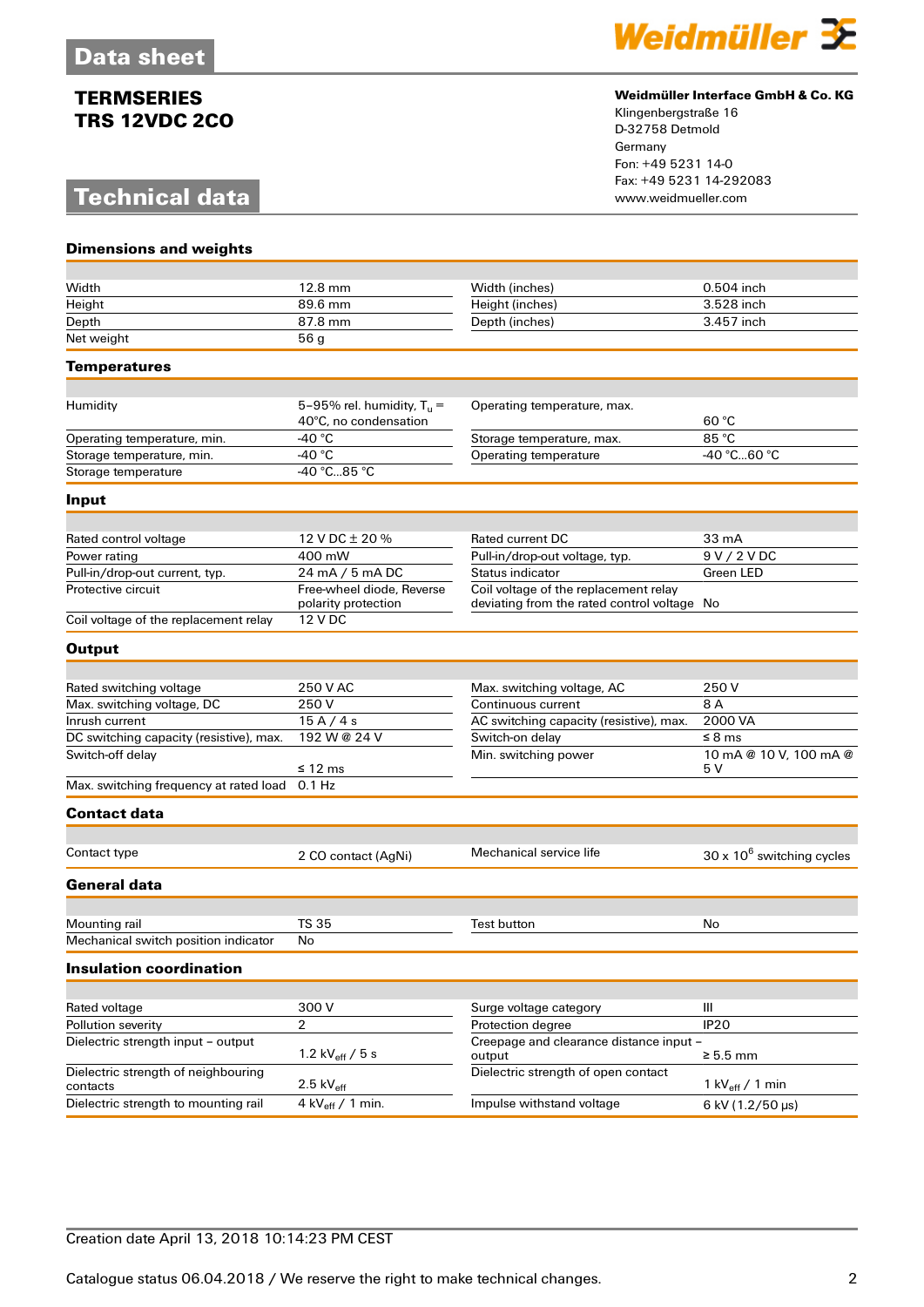# Data sheet

**TERMSERIES**
**TRS 12VDC 2CO**

**Weidmüller Interface GmbH & Co. KG**
Klingenbergstraße 16
D-32758 Detmold
Germany
Fon: +49 5231 14-0
Fax: +49 5231 14-292083
www.weidmueller.com

# Technical data

## Dimensions and weights

| | | | |
|---|---|---|---|
| Width | 12.8 mm | Width (inches) | 0.504 inch |
| Height | 89.6 mm | Height (inches) | 3.528 inch |
| Depth | 87.8 mm | Depth (inches) | 3.457 inch |
| Net weight | 56 g | | |

## Temperatures

| | | | |
|---|---|---|---|
| Humidity | 5–95% rel. humidity, $T_u$ = 40°C, no condensation | Operating temperature, max. | 60 °C |
| Operating temperature, min. | -40 °C | Storage temperature, max. | 85 °C |
| Storage temperature, min. | -40 °C | Operating temperature | -40 °C...60 °C |
| Storage temperature | -40 °C...85 °C | | |

## Input

| | | | |
|---|---|---|---|
| Rated control voltage | 12 V DC ± 20 % | Rated current DC | 33 mA |
| Power rating | 400 mW | Pull-in/drop-out voltage, typ. | 9 V / 2 V DC |
| Pull-in/drop-out current, typ. | 24 mA / 5 mA DC | Status indicator | Green LED |
| Protective circuit | Free-wheel diode, Reverse polarity protection | Coil voltage of the replacement relay deviating from the rated control voltage | No |
| Coil voltage of the replacement relay | 12 V DC | | |

## Output

| | | | |
|---|---|---|---|
| Rated switching voltage | 250 V AC | Max. switching voltage, AC | 250 V |
| Max. switching voltage, DC | 250 V | Continuous current | 8 A |
| Inrush current | 15 A / 4 s | AC switching capacity (resistive), max. | 2000 VA |
| DC switching capacity (resistive), max. | 192 W @ 24 V | Switch-on delay | ≤ 8 ms |
| Switch-off delay | ≤ 12 ms | Min. switching power | 10 mA @ 10 V, 100 mA @ 5 V |
| Max. switching frequency at rated load | 0.1 Hz | | |

## Contact data

| | | | |
|---|---|---|---|
| Contact type | 2 CO contact (AgNi) | Mechanical service life | 30 x $10^6$ switching cycles |

## General data

| | | | |
|---|---|---|---|
| Mounting rail | TS 35 | Test button | No |
| Mechanical switch position indicator | No | | |

## Insulation coordination

| | | | |
|---|---|---|---|
| Rated voltage | 300 V | Surge voltage category | III |
| Pollution severity | 2 | Protection degree | IP20 |
| Dielectric strength input – output | 1.2 $kV_{eff}$ / 5 s | Creepage and clearance distance input – output | ≥ 5.5 mm |
| Dielectric strength of neighbouring contacts | 2.5 $kV_{eff}$ | Dielectric strength of open contact | 1 $kV_{eff}$ / 1 min |
| Dielectric strength to mounting rail | 4 $kV_{eff}$ / 1 min. | Impulse withstand voltage | 6 kV (1.2/50 µs) |

Creation date April 13, 2018 10:14:23 PM CEST

Catalogue status 06.04.2018 / We reserve the right to make technical changes.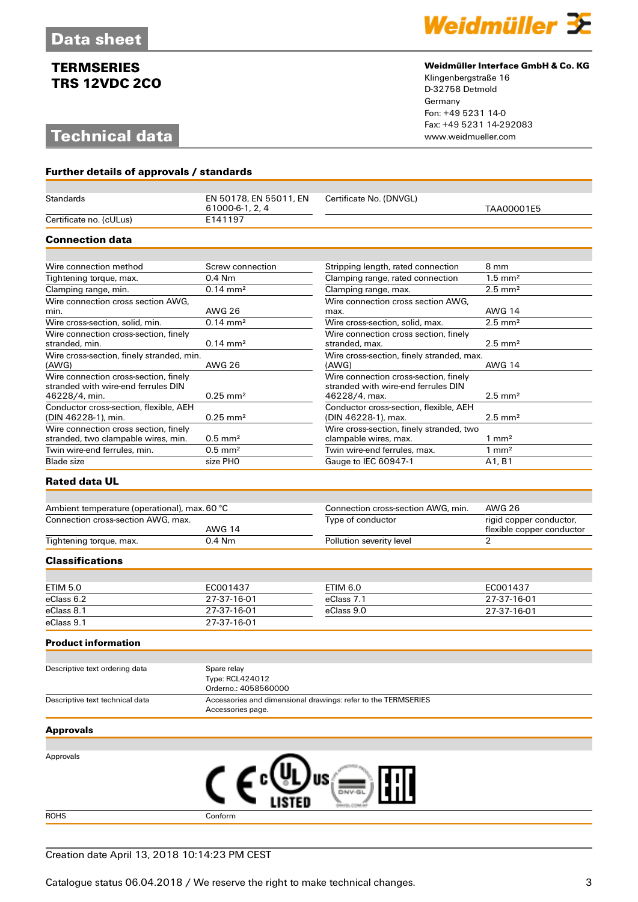# TERMSERIES
# TRS 12VDC 2CO

**Weidmüller Interface GmbH & Co. KG**
Klingenbergstraße 16
D-32758 Detmold
Germany
Fon: +49 5231 14-0
Fax: +49 5231 14-292083
www.weidmueller.com

## Technical data

### Further details of approvals / standards

| | | | |
|---|---|---|---|
| Standards | EN 50178, EN 55011, EN 61000-6-1, 2, 4 | Certificate No. (DNVGL) | TAA00001E5 |
| Certificate no. (cULus) | E141197 | | |

### Connection data

| | | | |
|---|---|---|---|
| Wire connection method | Screw connection | Stripping length, rated connection | 8 mm |
| Tightening torque, max. | 0.4 Nm | Clamping range, rated connection | 1.5 mm² |
| Clamping range, min. | 0.14 mm² | Clamping range, max. | 2.5 mm² |
| Wire connection cross section AWG, min. | AWG 26 | Wire connection cross section AWG, max. | AWG 14 |
| Wire cross-section, solid, min. | 0.14 mm² | Wire cross-section, solid, max. | 2.5 mm² |
| Wire connection cross-section, finely stranded, min. | 0.14 mm² | Wire connection cross section, finely stranded, max. | 2.5 mm² |
| Wire cross-section, finely stranded, min. (AWG) | AWG 26 | Wire cross-section, finely stranded, max. (AWG) | AWG 14 |
| Wire connection cross-section, finely stranded with wire-end ferrules DIN 46228/4, min. | 0.25 mm² | Wire connection cross-section, finely stranded with wire-end ferrules DIN 46228/4, max. | 2.5 mm² |
| Conductor cross-section, flexible, AEH (DIN 46228-1), min. | 0.25 mm² | Conductor cross-section, flexible, AEH (DIN 46228-1), max. | 2.5 mm² |
| Wire connection cross section, finely stranded, two clampable wires, min. | 0.5 mm² | Wire cross-section, finely stranded, two clampable wires, max. | 1 mm² |
| Twin wire-end ferrules, min. | 0.5 mm² | Twin wire-end ferrules, max. | 1 mm² |
| Blade size | size PH0 | Gauge to IEC 60947-1 | A1, B1 |

### Rated data UL

| | | | |
|---|---|---|---|
| Ambient temperature (operational), max. | 60 °C | Connection cross-section AWG, min. | AWG 26 |
| Connection cross-section AWG, max. | AWG 14 | Type of conductor | rigid copper conductor, flexible copper conductor |
| Tightening torque, max. | 0.4 Nm | Pollution severity level | 2 |

### Classifications

| | | | |
|---|---|---|---|
| ETIM 5.0 | EC001437 | ETIM 6.0 | EC001437 |
| eClass 6.2 | 27-37-16-01 | eClass 7.1 | 27-37-16-01 |
| eClass 8.1 | 27-37-16-01 | eClass 9.0 | 27-37-16-01 |
| eClass 9.1 | 27-37-16-01 | | |

### Product information

| | |
|---|---|
| Descriptive text ordering data | Spare relay<br>Type: RCL424012<br>Orderno.: 4058560000 |
| Descriptive text technical data | Accessories and dimensional drawings: refer to the TERMSERIES Accessories page. |

### Approvals

| | |
|---|---|
| Approvals | CE, cULus LISTED, DNV·GL, EAC |
| ROHS | Conform |

Creation date April 13, 2018 10:14:23 PM CEST

Catalogue status 06.04.2018 / We reserve the right to make technical changes.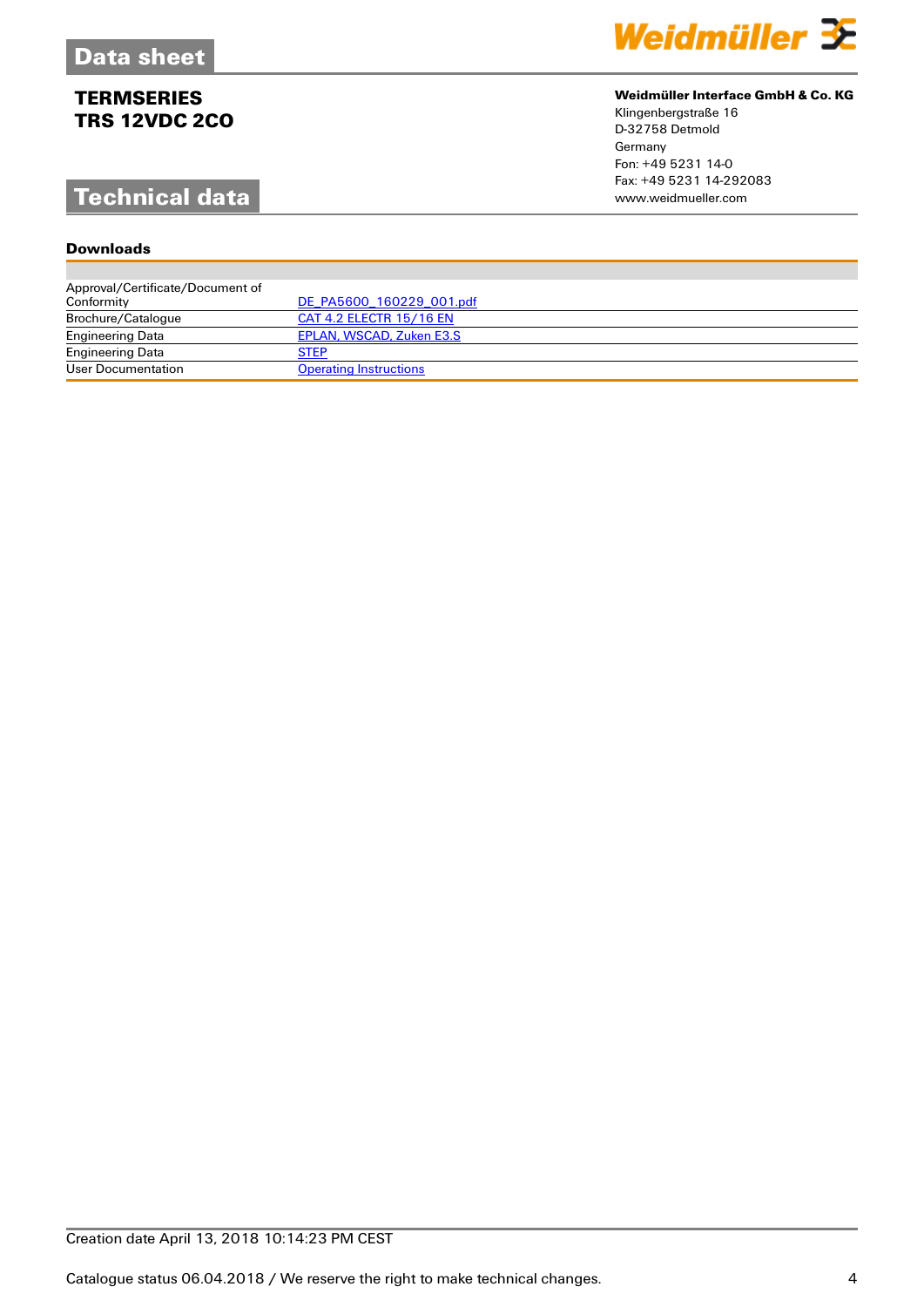# Data sheet

**TERMSERIES**
**TRS 12VDC 2CO**

**Weidmüller Interface GmbH & Co. KG**
Klingenbergstraße 16
D-32758 Detmold
Germany
Fon: +49 5231 14-0
Fax: +49 5231 14-292083
www.weidmueller.com

# Technical data

### Downloads

| | |
|---|---|
| Approval/Certificate/Document of Conformity | DE_PA5600_160229_001.pdf |
| Brochure/Catalogue | CAT 4.2 ELECTR 15/16 EN |
| Engineering Data | EPLAN, WSCAD, Zuken E3.S |
| Engineering Data | STEP |
| User Documentation | Operating Instructions |

Creation date April 13, 2018 10:14:23 PM CEST

Catalogue status 06.04.2018 / We reserve the right to make technical changes.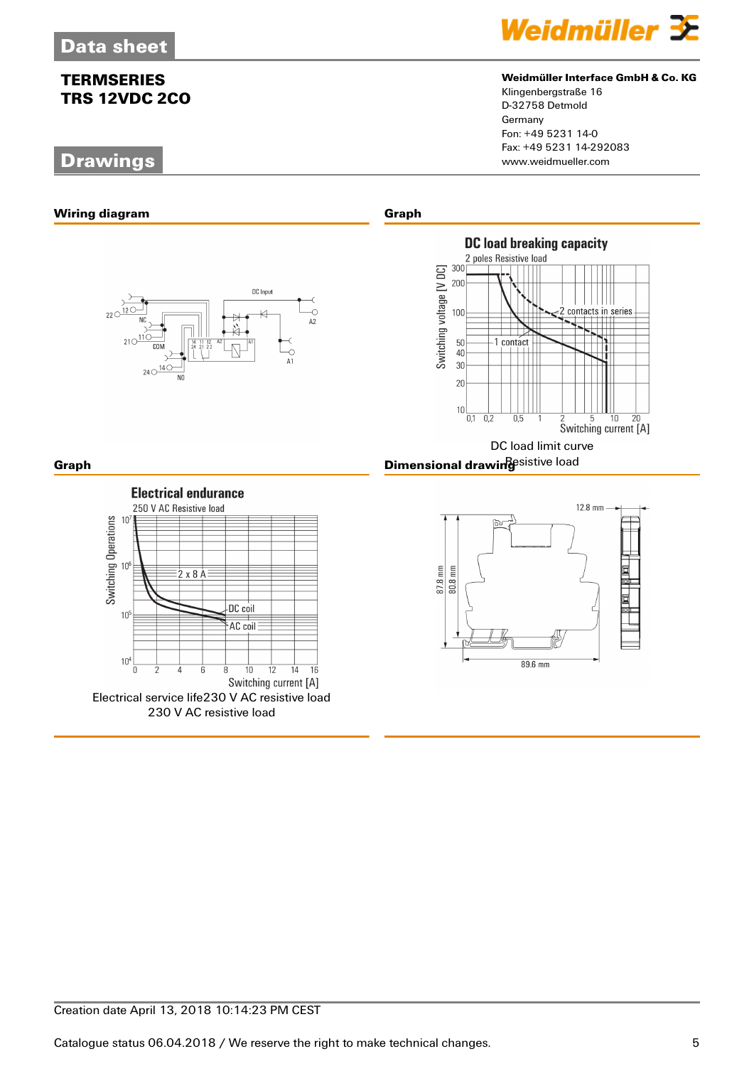## Data sheet

**TERMSERIES**
**TRS 12VDC 2CO**

**Weidmüller Interface GmbH & Co. KG**
Klingenbergstraße 16
D-32758 Detmold
Germany
Fon: +49 5231 14-0
Fax: +49 5231 14-292083
www.weidmueller.com

## Drawings

### Wiring diagram

DC Input
22 12 NC 21 11 COM 24 14 NO
14 11 12 A2
24 21 22
A1
A2
A1

### Graph

DC load breaking capacity
2 poles Resistive load
Switching voltage [V DC]
300
200
100
50
40
30
20
10
0,1 0,2 0,5 1 2 5 10 20
Switching current [A]
2 contacts in series
1 contact

DC load limit curve
Resistive load

### Graph

Electrical endurance
250 V AC Resistive load
Switching Operations
$10^7$
$10^6$
$10^5$
$10^4$
0 2 4 6 8 10 12 14 16
Switching current [A]
2 x 8 A
DC coil
AC coil

Electrical service life230 V AC resistive load
230 V AC resistive load

### Dimensional drawing

12.8 mm
87.8 mm
80.8 mm
89.6 mm

Creation date April 13, 2018 10:14:23 PM CEST

Catalogue status 06.04.2018 / We reserve the right to make technical changes.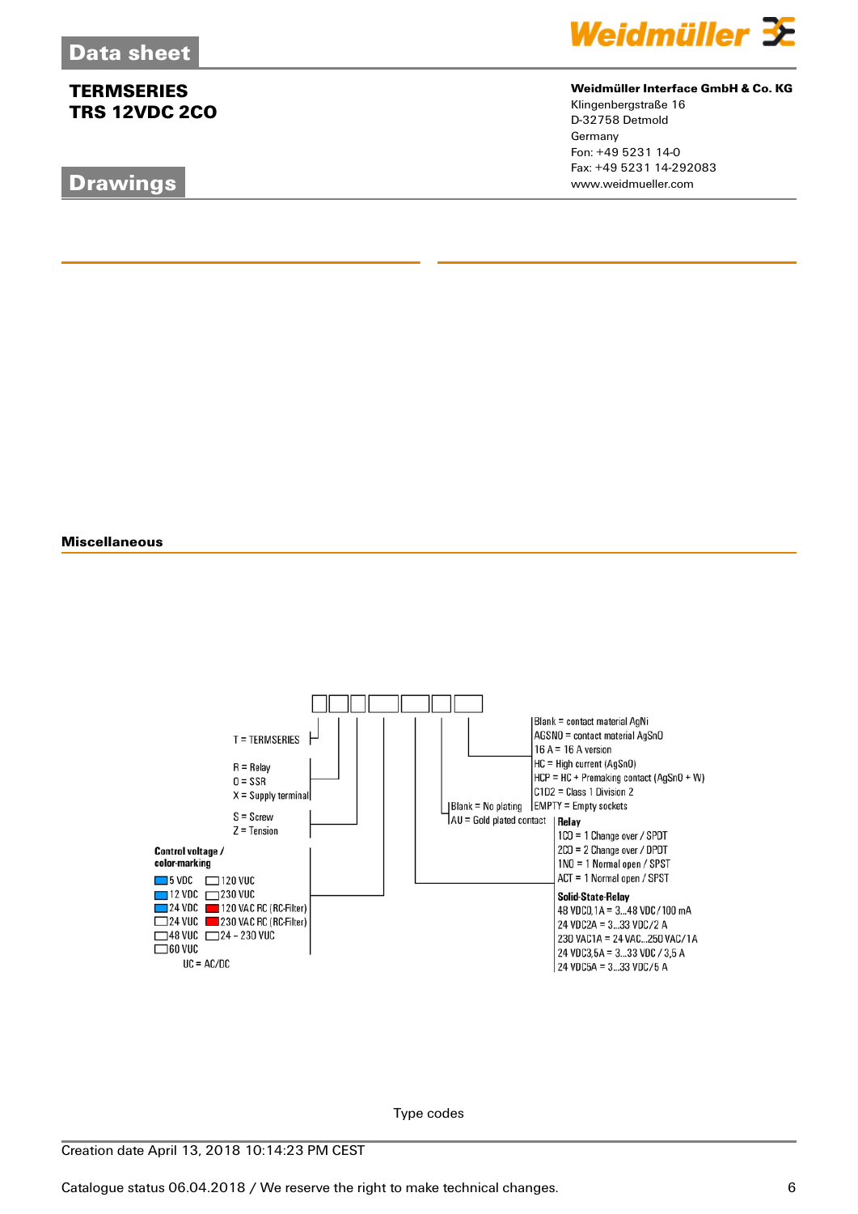## Data sheet

**TERMSERIES**
**TRS 12VDC 2CO**

**Weidmüller Interface GmbH & Co. KG**
Klingenbergstraße 16
D-32758 Detmold
Germany
Fon: +49 5231 14-0
Fax: +49 5231 14-292083
www.weidmueller.com

## Drawings

### Miscellaneous

T = TERMSERIES

R = Relay
O = SSR
X = Supply terminal

S = Screw
Z = Tension

**Control voltage / color-marking**

5 VDC
12 VDC
24 VDC
24 VUC
48 VUC
60 VUC
120 VUC
230 VUC
120 VAC RC (RC-Filter)
230 VAC RC (RC-Filter)
24 – 230 VUC

UC = AC/DC

Blank = No plating
AU = Gold plated contact

Blank = contact material AgNi
AGSNO = contact material AgSnO
16 A = 16 A version
HC = High current (AgSnO)
HCP = HC + Premaking contact (AgSnO + W)
C1D2 = Class 1 Division 2
EMPTY = Empty sockets

**Relay**
1CO = 1 Change over / SPDT
2CO = 2 Change over / DPDT
1NO = 1 Normal open / SPST
ACT = 1 Normal open / SPST

**Solid-State-Relay**
48 VDC0,1A = 3...48 VDC / 100 mA
24 VDC2A = 3...33 VDC / 2 A
230 VAC1A = 24 VAC...250 VAC / 1 A
24 VDC3,5A = 3...33 VDC / 3,5 A
24 VDC5A = 3...33 VDC / 5 A

Type codes

Creation date April 13, 2018 10:14:23 PM CEST

Catalogue status 06.04.2018 / We reserve the right to make technical changes.